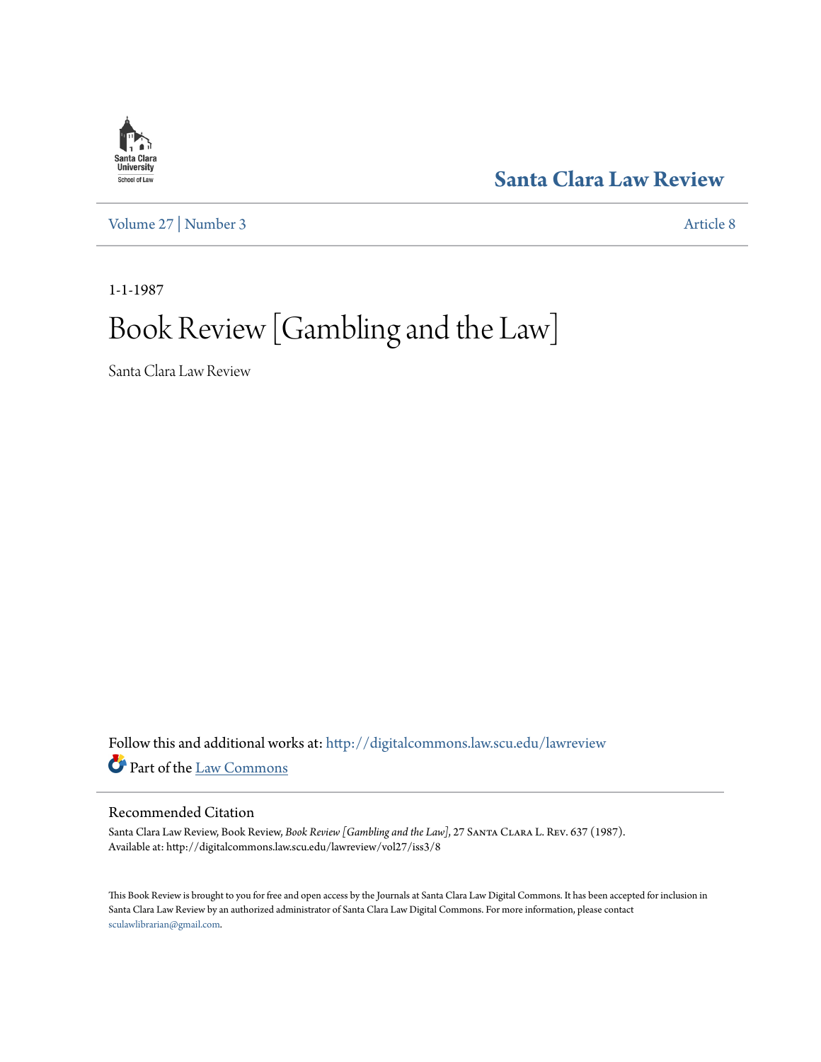Santa Clara University School of Law

# Santa Clara Law Review

Volume 27 | Number 3 Article 8

1-1-1987

# Book Review [Gambling and the Law]

Santa Clara Law Review

Follow this and additional works at: http://digitalcommons.law.scu.edu/lawreview

Part of the Law Commons

## Recommended Citation

Santa Clara Law Review, Book Review, *Book Review [Gambling and the Law]*, 27 Santa Clara L. Rev. 637 (1987).
Available at: http://digitalcommons.law.scu.edu/lawreview/vol27/iss3/8

This Book Review is brought to you for free and open access by the Journals at Santa Clara Law Digital Commons. It has been accepted for inclusion in Santa Clara Law Review by an authorized administrator of Santa Clara Law Digital Commons. For more information, please contact sculawlibrarian@gmail.com.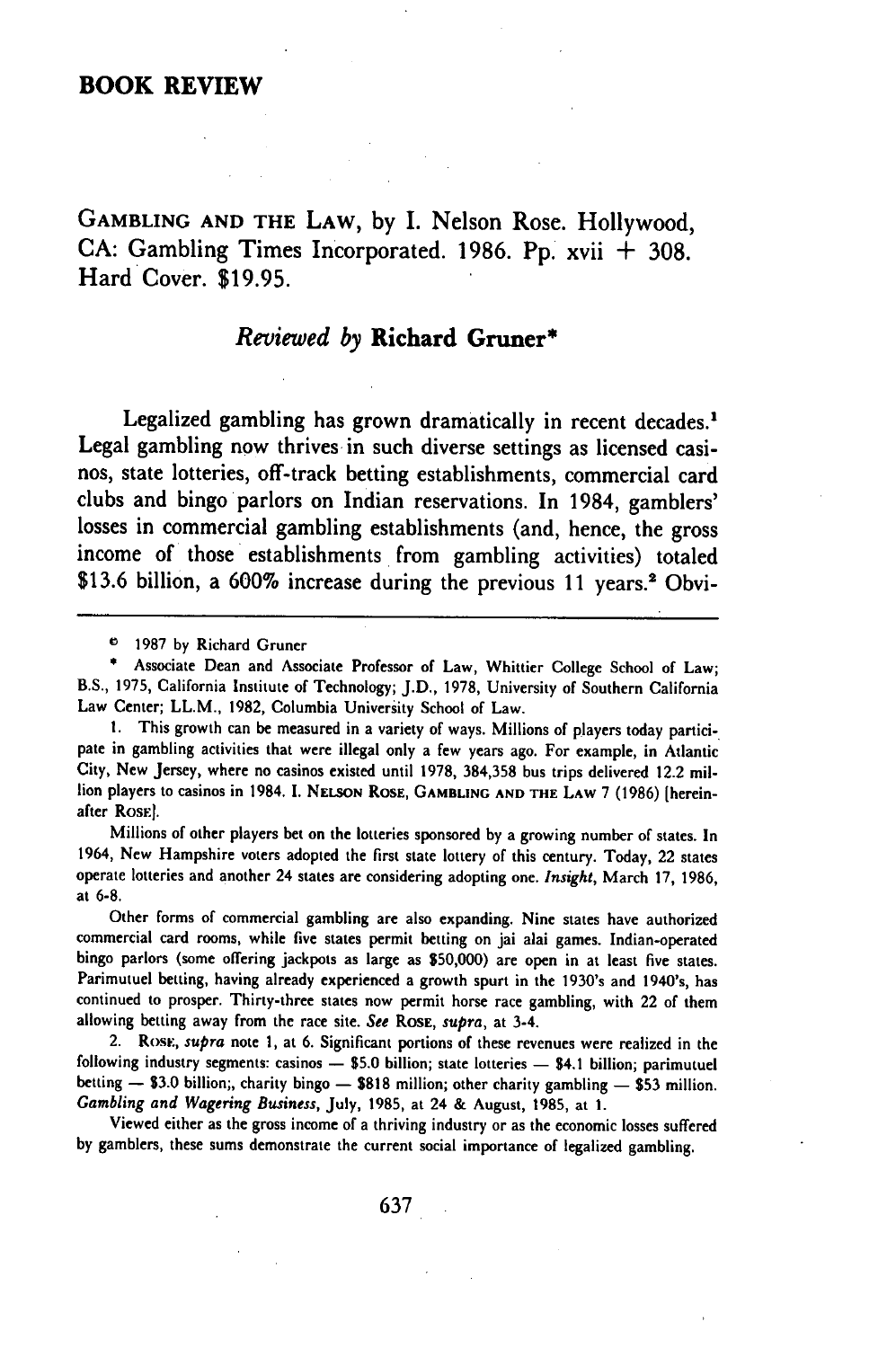# BOOK REVIEW

GAMBLING AND THE LAW, by I. Nelson Rose. Hollywood, CA: Gambling Times Incorporated. 1986. Pp. xvii + 308. Hard Cover. $19.95.

## *Reviewed by* Richard Gruner*

Legalized gambling has grown dramatically in recent decades.[1] Legal gambling now thrives in such diverse settings as licensed casinos, state lotteries, off-track betting establishments, commercial card clubs and bingo parlors on Indian reservations. In 1984, gamblers' losses in commercial gambling establishments (and, hence, the gross income of those establishments from gambling activities) totaled $13.6 billion, a 600% increase during the previous 11 years.[2] Obvi-

---

© 1987 by Richard Gruner

\* Associate Dean and Associate Professor of Law, Whittier College School of Law; B.S., 1975, California Institute of Technology; J.D., 1978, University of Southern California Law Center; LL.M., 1982, Columbia University School of Law.

1. This growth can be measured in a variety of ways. Millions of players today participate in gambling activities that were illegal only a few years ago. For example, in Atlantic City, New Jersey, where no casinos existed until 1978, 384,358 bus trips delivered 12.2 million players to casinos in 1984. I. NELSON ROSE, GAMBLING AND THE LAW 7 (1986) [hereinafter ROSE].

Millions of other players bet on the lotteries sponsored by a growing number of states. In 1964, New Hampshire voters adopted the first state lottery of this century. Today, 22 states operate lotteries and another 24 states are considering adopting one. *Insight*, March 17, 1986, at 6-8.

Other forms of commercial gambling are also expanding. Nine states have authorized commercial card rooms, while five states permit betting on jai alai games. Indian-operated bingo parlors (some offering jackpots as large as $50,000) are open in at least five states. Parimutuel betting, having already experienced a growth spurt in the 1930's and 1940's, has continued to prosper. Thirty-three states now permit horse race gambling, with 22 of them allowing betting away from the race site. *See* ROSE, *supra*, at 3-4.

2. ROSE, *supra* note 1, at 6. Significant portions of these revenues were realized in the following industry segments: casinos — $5.0 billion; state lotteries — $4.1 billion; parimutuel betting — $3.0 billion;, charity bingo — $818 million; other charity gambling — $53 million. *Gambling and Wagering Business*, July, 1985, at 24 & August, 1985, at 1.

Viewed either as the gross income of a thriving industry or as the economic losses suffered by gamblers, these sums demonstrate the current social importance of legalized gambling.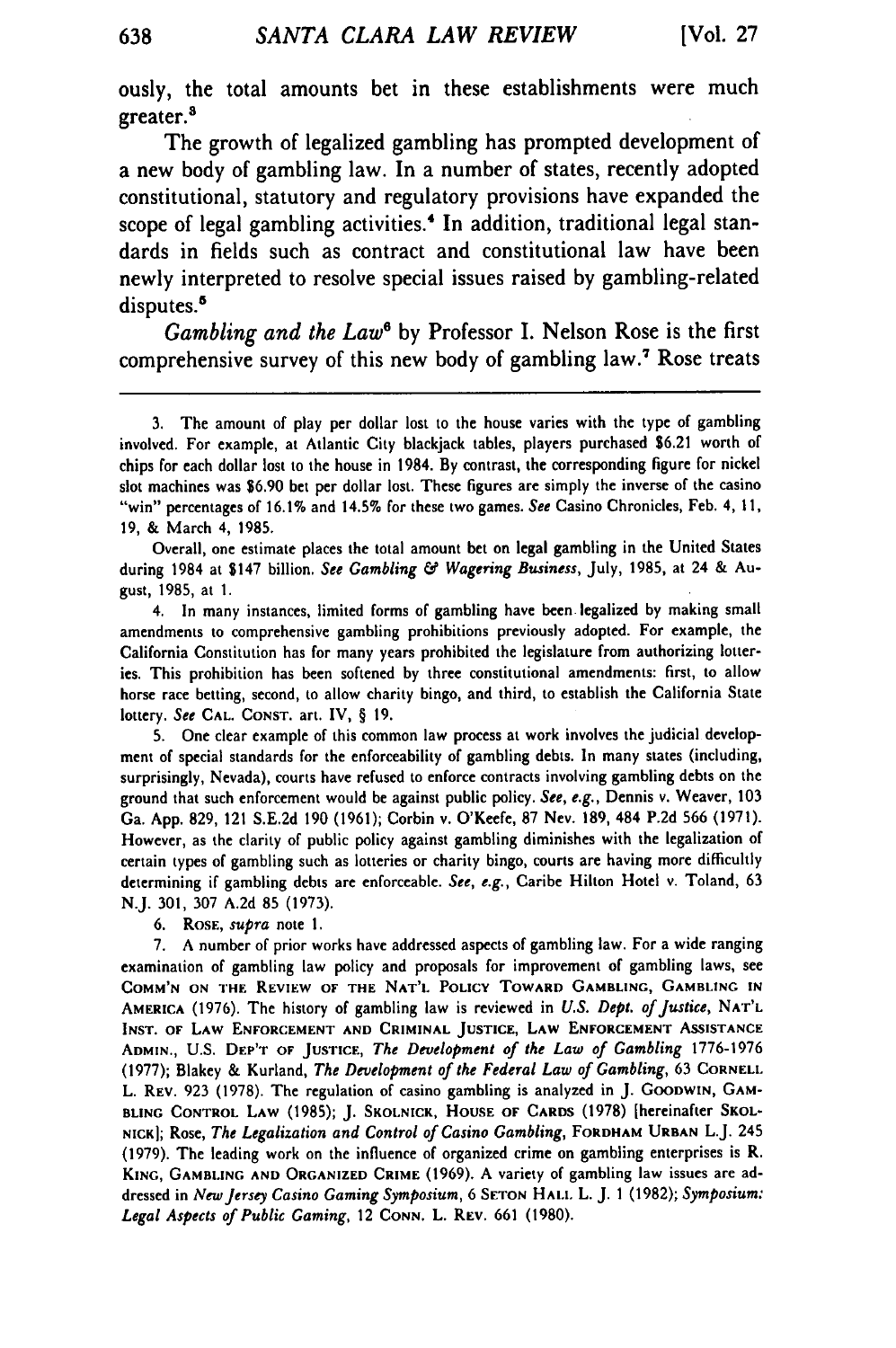ously, the total amounts bet in these establishments were much greater.[3]

The growth of legalized gambling has prompted development of a new body of gambling law. In a number of states, recently adopted constitutional, statutory and regulatory provisions have expanded the scope of legal gambling activities.[4] In addition, traditional legal standards in fields such as contract and constitutional law have been newly interpreted to resolve special issues raised by gambling-related disputes.[5]

*Gambling and the Law*[6] by Professor I. Nelson Rose is the first comprehensive survey of this new body of gambling law.[7] Rose treats

---

3. The amount of play per dollar lost to the house varies with the type of gambling involved. For example, at Atlantic City blackjack tables, players purchased $6.21 worth of chips for each dollar lost to the house in 1984. By contrast, the corresponding figure for nickel slot machines was $6.90 bet per dollar lost. These figures are simply the inverse of the casino "win" percentages of 16.1% and 14.5% for these two games. *See* Casino Chronicles, Feb. 4, 11, 19, & March 4, 1985.

Overall, one estimate places the total amount bet on legal gambling in the United States during 1984 at $147 billion. *See Gambling & Wagering Business*, July, 1985, at 24 & August, 1985, at 1.

4. In many instances, limited forms of gambling have been legalized by making small amendments to comprehensive gambling prohibitions previously adopted. For example, the California Constitution has for many years prohibited the legislature from authorizing lotteries. This prohibition has been softened by three constitutional amendments: first, to allow horse race betting, second, to allow charity bingo, and third, to establish the California State lottery. *See* CAL. CONST. art. IV, § 19.

5. One clear example of this common law process at work involves the judicial development of special standards for the enforceability of gambling debts. In many states (including, surprisingly, Nevada), courts have refused to enforce contracts involving gambling debts on the ground that such enforcement would be against public policy. *See, e.g.*, Dennis v. Weaver, 103 Ga. App. 829, 121 S.E.2d 190 (1961); Corbin v. O'Keefe, 87 Nev. 189, 484 P.2d 566 (1971). However, as the clarity of public policy against gambling diminishes with the legalization of certain types of gambling such as lotteries or charity bingo, courts are having more difficultly determining if gambling debts are enforceable. *See, e.g.*, Caribe Hilton Hotel v. Toland, 63 N.J. 301, 307 A.2d 85 (1973).

6. ROSE, *supra* note 1.

7. A number of prior works have addressed aspects of gambling law. For a wide ranging examination of gambling law policy and proposals for improvement of gambling laws, see COMM'N ON THE REVIEW OF THE NAT'L POLICY TOWARD GAMBLING, GAMBLING IN AMERICA (1976). The history of gambling law is reviewed in *U.S. Dept. of Justice*, NAT'L INST. OF LAW ENFORCEMENT AND CRIMINAL JUSTICE, LAW ENFORCEMENT ASSISTANCE ADMIN., U.S. DEP'T OF JUSTICE, *The Development of the Law of Gambling* 1776-1976 (1977); Blakey & Kurland, *The Development of the Federal Law of Gambling*, 63 CORNELL L. REV. 923 (1978). The regulation of casino gambling is analyzed in J. GOODWIN, GAMBLING CONTROL LAW (1985); J. SKOLNICK, HOUSE OF CARDS (1978) [hereinafter SKOLNICK]; Rose, *The Legalization and Control of Casino Gambling*, FORDHAM URBAN L.J. 245 (1979). The leading work on the influence of organized crime on gambling enterprises is R. KING, GAMBLING AND ORGANIZED CRIME (1969). A variety of gambling law issues are addressed in *New Jersey Casino Gaming Symposium*, 6 SETON HALL L. J. 1 (1982); *Symposium: Legal Aspects of Public Gaming*, 12 CONN. L. REV. 661 (1980).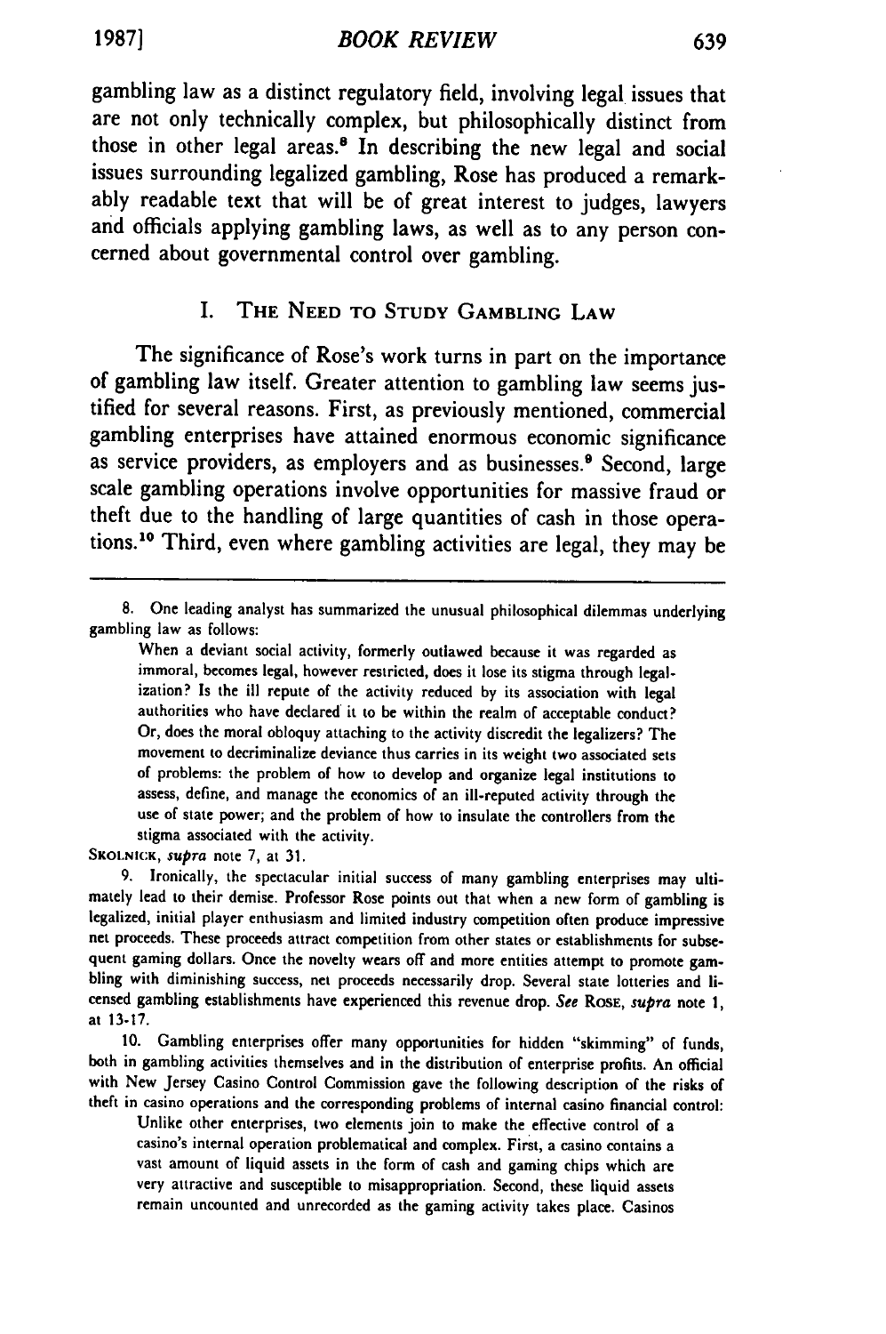gambling law as a distinct regulatory field, involving legal issues that are not only technically complex, but philosophically distinct from those in other legal areas.[8] In describing the new legal and social issues surrounding legalized gambling, Rose has produced a remarkably readable text that will be of great interest to judges, lawyers and officials applying gambling laws, as well as to any person concerned about governmental control over gambling.

## I. The Need to Study Gambling Law

The significance of Rose's work turns in part on the importance of gambling law itself. Greater attention to gambling law seems justified for several reasons. First, as previously mentioned, commercial gambling enterprises have attained enormous economic significance as service providers, as employers and as businesses.[9] Second, large scale gambling operations involve opportunities for massive fraud or theft due to the handling of large quantities of cash in those operations.[10] Third, even where gambling activities are legal, they may be

---

8. One leading analyst has summarized the unusual philosophical dilemmas underlying gambling law as follows:

> When a deviant social activity, formerly outlawed because it was regarded as immoral, becomes legal, however restricted, does it lose its stigma through legalization? Is the ill repute of the activity reduced by its association with legal authorities who have declared it to be within the realm of acceptable conduct? Or, does the moral obloquy attaching to the activity discredit the legalizers? The movement to decriminalize deviance thus carries in its weight two associated sets of problems: the problem of how to develop and organize legal institutions to assess, define, and manage the economics of an ill-reputed activity through the use of state power; and the problem of how to insulate the controllers from the stigma associated with the activity.

SKOLNICK, *supra* note 7, at 31.

9. Ironically, the spectacular initial success of many gambling enterprises may ultimately lead to their demise. Professor Rose points out that when a new form of gambling is legalized, initial player enthusiasm and limited industry competition often produce impressive net proceeds. These proceeds attract competition from other states or establishments for subsequent gaming dollars. Once the novelty wears off and more entities attempt to promote gambling with diminishing success, net proceeds necessarily drop. Several state lotteries and licensed gambling establishments have experienced this revenue drop. *See* ROSE, *supra* note 1, at 13-17.

10. Gambling enterprises offer many opportunities for hidden "skimming" of funds, both in gambling activities themselves and in the distribution of enterprise profits. An official with New Jersey Casino Control Commission gave the following description of the risks of theft in casino operations and the corresponding problems of internal casino financial control:

> Unlike other enterprises, two elements join to make the effective control of a casino's internal operation problematical and complex. First, a casino contains a vast amount of liquid assets in the form of cash and gaming chips which are very attractive and susceptible to misappropriation. Second, these liquid assets remain uncounted and unrecorded as the gaming activity takes place. Casinos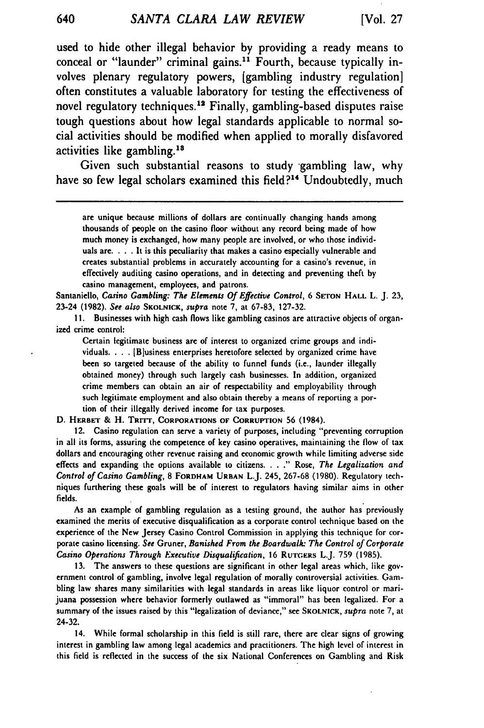used to hide other illegal behavior by providing a ready means to conceal or "launder" criminal gains.[11] Fourth, because typically involves plenary regulatory powers, [gambling industry regulation] often constitutes a valuable laboratory for testing the effectiveness of novel regulatory techniques.[12] Finally, gambling-based disputes raise tough questions about how legal standards applicable to normal social activities should be modified when applied to morally disfavored activities like gambling.[13]

Given such substantial reasons to study gambling law, why have so few legal scholars examined this field?[14] Undoubtedly, much

---

> are unique because millions of dollars are continually changing hands among thousands of people on the casino floor without any record being made of how much money is exchanged, how many people are involved, or who those individuals are. . . . It is this peculiarity that makes a casino especially vulnerable and creates substantial problems in accurately accounting for a casino's revenue, in effectively auditing casino operations, and in detecting and preventing theft by casino management, employees, and patrons.

Santaniello, *Casino Gambling: The Elements Of Effective Control*, 6 SETON HALL L. J. 23, 23-24 (1982). *See also* SKOLNICK, *supra* note 7, at 67-83, 127-32.

11. Businesses with high cash flows like gambling casinos are attractive objects of organized crime control:

> Certain legitimate business are of interest to organized crime groups and individuals. . . . [B]usiness enterprises heretofore selected by organized crime have been so targeted because of the ability to funnel funds (i.e., launder illegally obtained money) through such largely cash businesses. In addition, organized crime members can obtain an air of respectability and employability through such legitimate employment and also obtain thereby a means of reporting a portion of their illegally derived income for tax purposes.

D. HERBET & H. TRITT, CORPORATIONS OF CORRUPTION 56 (1984).

12. Casino regulation can serve a variety of purposes, including "preventing corruption in all its forms, assuring the competence of key casino operatives, maintaining the flow of tax dollars and encouraging other revenue raising and economic growth while limiting adverse side effects and expanding the options available to citizens. . . ." Rose, *The Legalization and Control of Casino Gambling*, 8 FORDHAM URBAN L.J. 245, 267-68 (1980). Regulatory techniques furthering these goals will be of interest to regulators having similar aims in other fields.

As an example of gambling regulation as a testing ground, the author has previously examined the merits of executive disqualification as a corporate control technique based on the experience of the New Jersey Casino Control Commission in applying this technique for corporate casino licensing. *See* Gruner, *Banished From the Boardwalk: The Control of Corporate Casino Operations Through Executive Disqualification*, 16 RUTGERS L.J. 759 (1985).

13. The answers to these questions are significant in other legal areas which, like government control of gambling, involve legal regulation of morally controversial activities. Gambling law shares many similarities with legal standards in areas like liquor control or marijuana possession where behavior formerly outlawed as "immoral" has been legalized. For a summary of the issues raised by this "legalization of deviance," see SKOLNICK, *supra* note 7, at 24-32.

14. While formal scholarship in this field is still rare, there are clear signs of growing interest in gambling law among legal academics and practitioners. The high level of interest in this field is reflected in the success of the six National Conferences on Gambling and Risk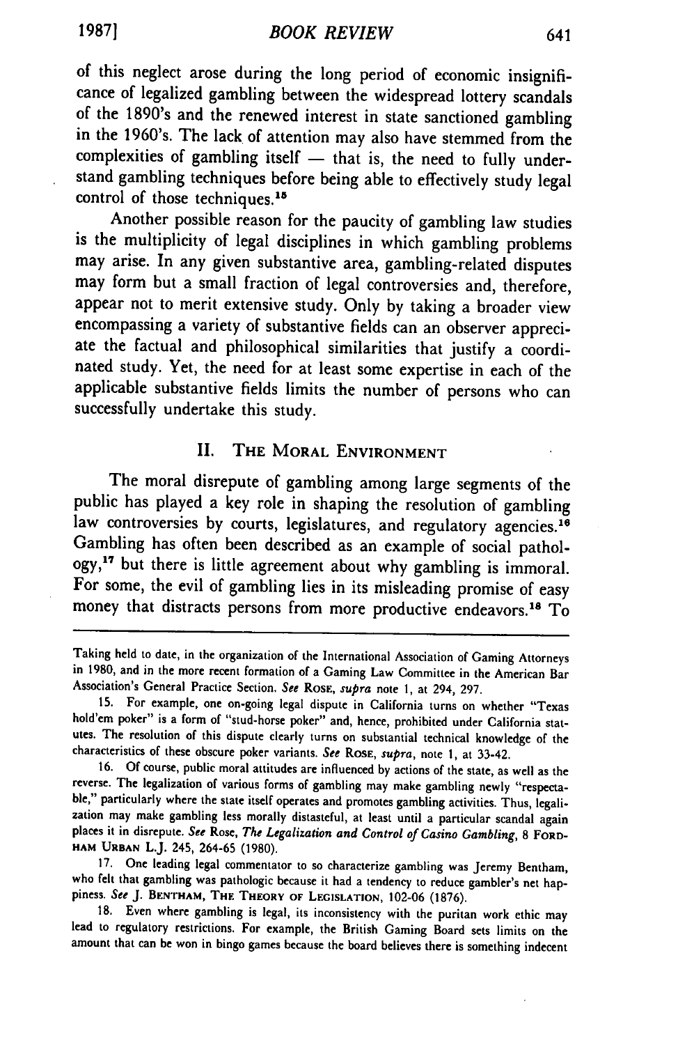of this neglect arose during the long period of economic insignificance of legalized gambling between the widespread lottery scandals of the 1890's and the renewed interest in state sanctioned gambling in the 1960's. The lack of attention may also have stemmed from the complexities of gambling itself — that is, the need to fully understand gambling techniques before being able to effectively study legal control of those techniques.[15]

Another possible reason for the paucity of gambling law studies is the multiplicity of legal disciplines in which gambling problems may arise. In any given substantive area, gambling-related disputes may form but a small fraction of legal controversies and, therefore, appear not to merit extensive study. Only by taking a broader view encompassing a variety of substantive fields can an observer appreciate the factual and philosophical similarities that justify a coordinated study. Yet, the need for at least some expertise in each of the applicable substantive fields limits the number of persons who can successfully undertake this study.

## II. THE MORAL ENVIRONMENT

The moral disrepute of gambling among large segments of the public has played a key role in shaping the resolution of gambling law controversies by courts, legislatures, and regulatory agencies.[16] Gambling has often been described as an example of social pathology,[17] but there is little agreement about why gambling is immoral. For some, the evil of gambling lies in its misleading promise of easy money that distracts persons from more productive endeavors.[18] To

---

Taking held to date, in the organization of the International Association of Gaming Attorneys in 1980, and in the more recent formation of a Gaming Law Committee in the American Bar Association's General Practice Section. *See* ROSE, *supra* note 1, at 294, 297.

15. For example, one on-going legal dispute in California turns on whether "Texas hold'em poker" is a form of "stud-horse poker" and, hence, prohibited under California statutes. The resolution of this dispute clearly turns on substantial technical knowledge of the characteristics of these obscure poker variants. *See* ROSE, *supra*, note 1, at 33-42.

16. Of course, public moral attitudes are influenced by actions of the state, as well as the reverse. The legalization of various forms of gambling may make gambling newly "respectable," particularly where the state itself operates and promotes gambling activities. Thus, legalization may make gambling less morally distasteful, at least until a particular scandal again places it in disrepute. *See* Rose, *The Legalization and Control of Casino Gambling*, 8 FORDHAM URBAN L.J. 245, 264-65 (1980).

17. One leading legal commentator to so characterize gambling was Jeremy Bentham, who felt that gambling was pathologic because it had a tendency to reduce gambler's net happiness. *See* J. BENTHAM, THE THEORY OF LEGISLATION, 102-06 (1876).

18. Even where gambling is legal, its inconsistency with the puritan work ethic may lead to regulatory restrictions. For example, the British Gaming Board sets limits on the amount that can be won in bingo games because the board believes there is something indecent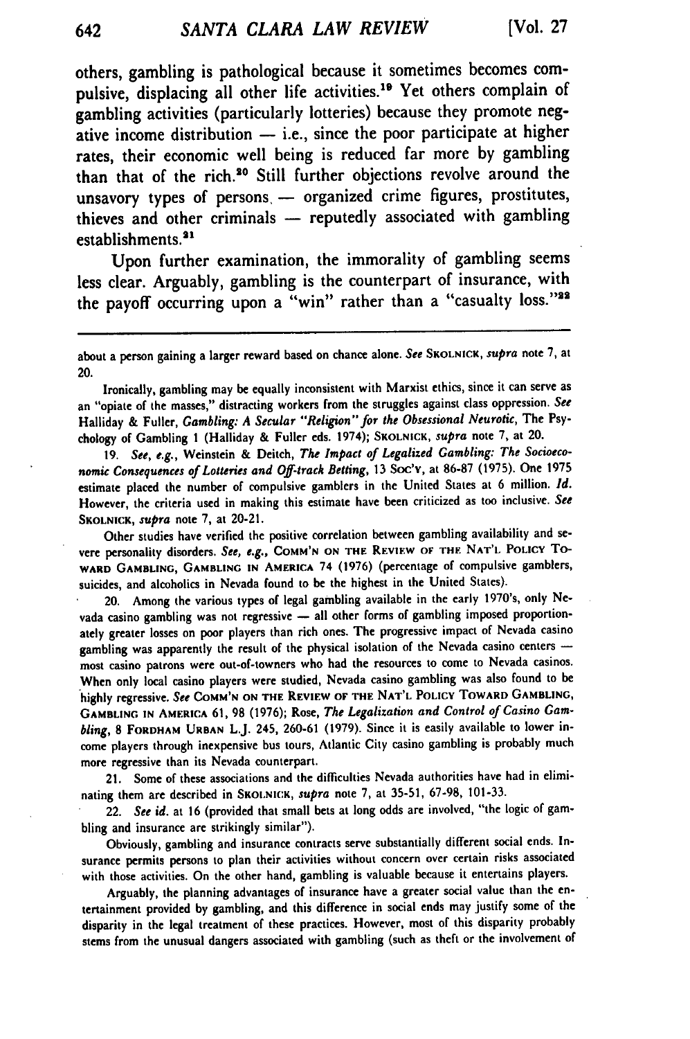others, gambling is pathological because it sometimes becomes compulsive, displacing all other life activities.[19] Yet others complain of gambling activities (particularly lotteries) because they promote negative income distribution — i.e., since the poor participate at higher rates, their economic well being is reduced far more by gambling than that of the rich.[20] Still further objections revolve around the unsavory types of persons — organized crime figures, prostitutes, thieves and other criminals — reputedly associated with gambling establishments.[21]

Upon further examination, the immorality of gambling seems less clear. Arguably, gambling is the counterpart of insurance, with the payoff occurring upon a "win" rather than a "casualty loss."[22]

---

about a person gaining a larger reward based on chance alone. *See* SKOLNICK, *supra* note 7, at 20.

Ironically, gambling may be equally inconsistent with Marxist ethics, since it can serve as an "opiate of the masses," distracting workers from the struggles against class oppression. *See* Halliday & Fuller, *Gambling: A Secular "Religion" for the Obsessional Neurotic*, The Psychology of Gambling 1 (Halliday & Fuller eds. 1974); SKOLNICK, *supra* note 7, at 20.

19. *See, e.g.*, Weinstein & Deitch, *The Impact of Legalized Gambling: The Socioeconomic Consequences of Lotteries and Off-track Betting*, 13 SOC'Y, at 86-87 (1975). One 1975 estimate placed the number of compulsive gamblers in the United States at 6 million. *Id.* However, the criteria used in making this estimate have been criticized as too inclusive. *See* SKOLNICK, *supra* note 7, at 20-21.

Other studies have verified the positive correlation between gambling availability and severe personality disorders. *See, e.g.*, COMM'N ON THE REVIEW OF THE NAT'L POLICY TOWARD GAMBLING, GAMBLING IN AMERICA 74 (1976) (percentage of compulsive gamblers, suicides, and alcoholics in Nevada found to be the highest in the United States).

20. Among the various types of legal gambling available in the early 1970's, only Nevada casino gambling was not regressive — all other forms of gambling imposed proportionately greater losses on poor players than rich ones. The progressive impact of Nevada casino gambling was apparently the result of the physical isolation of the Nevada casino centers — most casino patrons were out-of-towners who had the resources to come to Nevada casinos. When only local casino players were studied, Nevada casino gambling was also found to be highly regressive. *See* COMM'N ON THE REVIEW OF THE NAT'L POLICY TOWARD GAMBLING, GAMBLING IN AMERICA 61, 98 (1976); Rose, *The Legalization and Control of Casino Gambling*, 8 FORDHAM URBAN L.J. 245, 260-61 (1979). Since it is easily available to lower income players through inexpensive bus tours, Atlantic City casino gambling is probably much more regressive than its Nevada counterpart.

21. Some of these associations and the difficulties Nevada authorities have had in eliminating them are described in SKOLNICK, *supra* note 7, at 35-51, 67-98, 101-33.

22. *See id.* at 16 (provided that small bets at long odds are involved, "the logic of gambling and insurance are strikingly similar").

Obviously, gambling and insurance contracts serve substantially different social ends. Insurance permits persons to plan their activities without concern over certain risks associated with those activities. On the other hand, gambling is valuable because it entertains players.

Arguably, the planning advantages of insurance have a greater social value than the entertainment provided by gambling, and this difference in social ends may justify some of the disparity in the legal treatment of these practices. However, most of this disparity probably stems from the unusual dangers associated with gambling (such as theft or the involvement of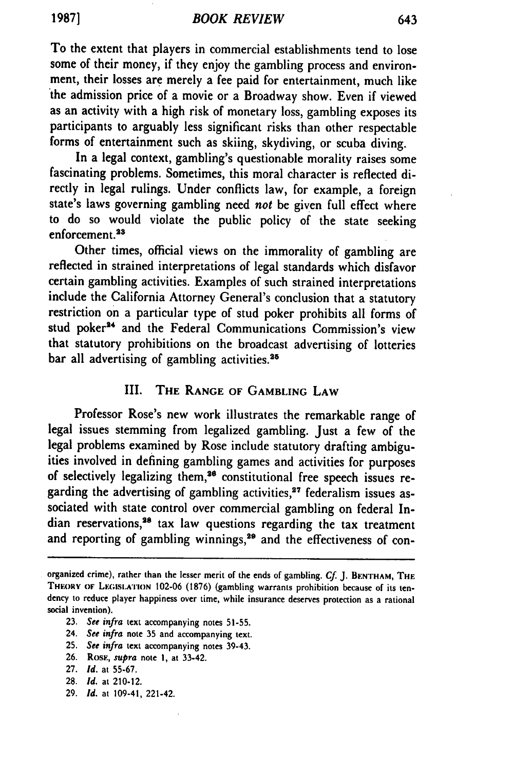To the extent that players in commercial establishments tend to lose some of their money, if they enjoy the gambling process and environment, their losses are merely a fee paid for entertainment, much like the admission price of a movie or a Broadway show. Even if viewed as an activity with a high risk of monetary loss, gambling exposes its participants to arguably less significant risks than other respectable forms of entertainment such as skiing, skydiving, or scuba diving.

In a legal context, gambling's questionable morality raises some fascinating problems. Sometimes, this moral character is reflected directly in legal rulings. Under conflicts law, for example, a foreign state's laws governing gambling need *not* be given full effect where to do so would violate the public policy of the state seeking enforcement.[23]

Other times, official views on the immorality of gambling are reflected in strained interpretations of legal standards which disfavor certain gambling activities. Examples of such strained interpretations include the California Attorney General's conclusion that a statutory restriction on a particular type of stud poker prohibits all forms of stud poker[24] and the Federal Communications Commission's view that statutory prohibitions on the broadcast advertising of lotteries bar all advertising of gambling activities.[25]

## III. The Range of Gambling Law

Professor Rose's new work illustrates the remarkable range of legal issues stemming from legalized gambling. Just a few of the legal problems examined by Rose include statutory drafting ambiguities involved in defining gambling games and activities for purposes of selectively legalizing them,[26] constitutional free speech issues regarding the advertising of gambling activities,[27] federalism issues associated with state control over commercial gambling on federal Indian reservations,[28] tax law questions regarding the tax treatment and reporting of gambling winnings,[29] and the effectiveness of con-

---

organized crime), rather than the lesser merit of the ends of gambling. *Cf.* J. Bentham, The Theory of Legislation 102-06 (1876) (gambling warrants prohibition because of its tendency to reduce player happiness over time, while insurance deserves protection as a rational social invention).

23. *See infra* text accompanying notes 51-55.

24. *See infra* note 35 and accompanying text.

25. *See infra* text accompanying notes 39-43.

26. Rose, *supra* note 1, at 33-42.

27. *Id.* at 55-67.

28. *Id.* at 210-12.

29. *Id.* at 109-41, 221-42.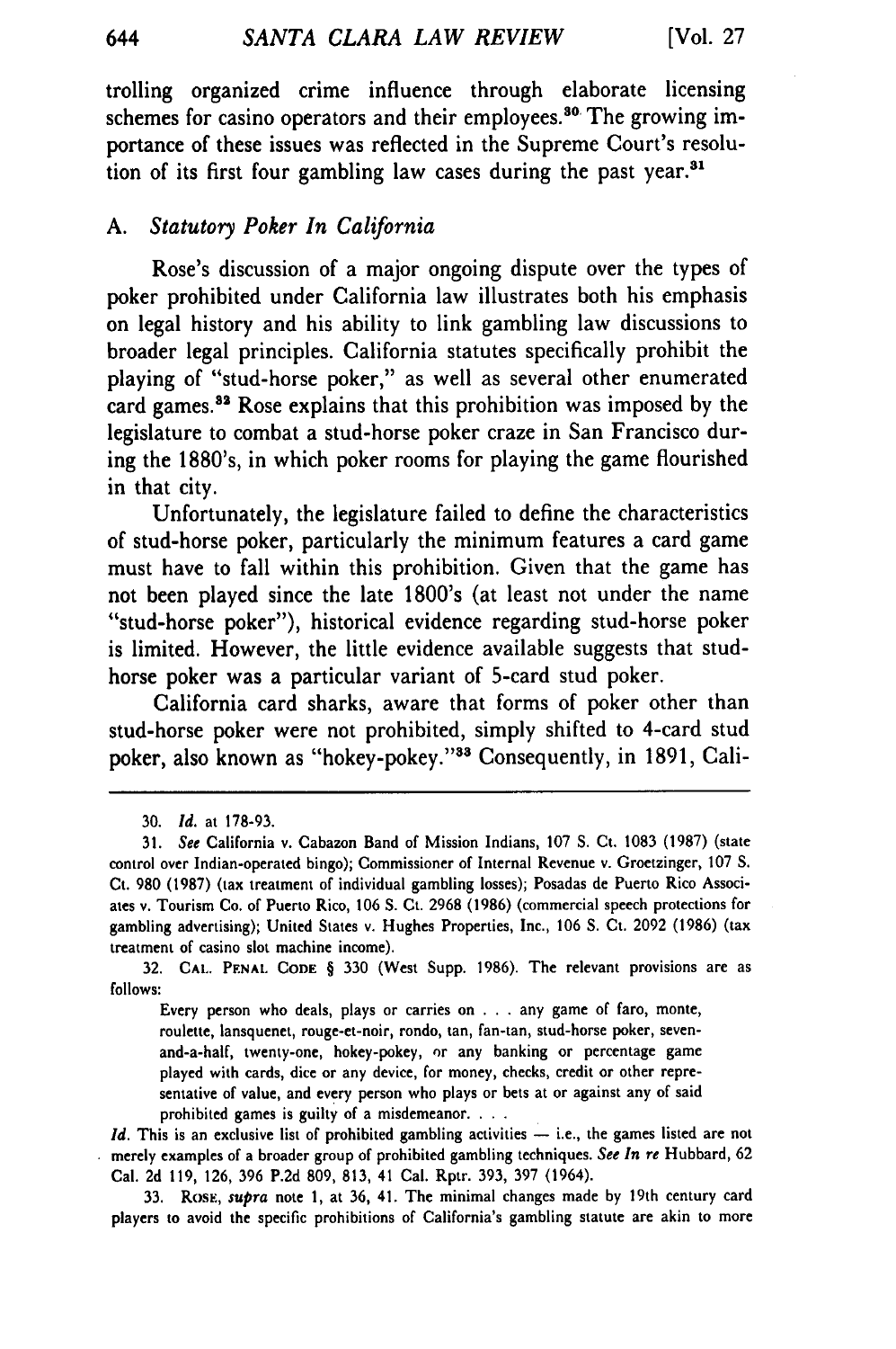trolling organized crime influence through elaborate licensing schemes for casino operators and their employees.[30] The growing importance of these issues was reflected in the Supreme Court's resolution of its first four gambling law cases during the past year.[31]

### A. *Statutory Poker In California*

Rose's discussion of a major ongoing dispute over the types of poker prohibited under California law illustrates both his emphasis on legal history and his ability to link gambling law discussions to broader legal principles. California statutes specifically prohibit the playing of "stud-horse poker," as well as several other enumerated card games.[32] Rose explains that this prohibition was imposed by the legislature to combat a stud-horse poker craze in San Francisco during the 1880's, in which poker rooms for playing the game flourished in that city.

Unfortunately, the legislature failed to define the characteristics of stud-horse poker, particularly the minimum features a card game must have to fall within this prohibition. Given that the game has not been played since the late 1800's (at least not under the name "stud-horse poker"), historical evidence regarding stud-horse poker is limited. However, the little evidence available suggests that stud-horse poker was a particular variant of 5-card stud poker.

California card sharks, aware that forms of poker other than stud-horse poker were not prohibited, simply shifted to 4-card stud poker, also known as "hokey-pokey."[33] Consequently, in 1891, Cali-

---

30. *Id.* at 178-93.

31. *See* California v. Cabazon Band of Mission Indians, 107 S. Ct. 1083 (1987) (state control over Indian-operated bingo); Commissioner of Internal Revenue v. Groetzinger, 107 S. Ct. 980 (1987) (tax treatment of individual gambling losses); Posadas de Puerto Rico Associates v. Tourism Co. of Puerto Rico, 106 S. Ct. 2968 (1986) (commercial speech protections for gambling advertising); United States v. Hughes Properties, Inc., 106 S. Ct. 2092 (1986) (tax treatment of casino slot machine income).

32. CAL. PENAL CODE § 330 (West Supp. 1986). The relevant provisions are as follows:

> Every person who deals, plays or carries on . . . any game of faro, monte, roulette, lansquenet, rouge-et-noir, rondo, tan, fan-tan, stud-horse poker, seven-and-a-half, twenty-one, hokey-pokey, or any banking or percentage game played with cards, dice or any device, for money, checks, credit or other representative of value, and every person who plays or bets at or against any of said prohibited games is guilty of a misdemeanor. . . .

*Id.* This is an exclusive list of prohibited gambling activities — i.e., the games listed are not merely examples of a broader group of prohibited gambling techniques. *See In re* Hubbard, 62 Cal. 2d 119, 126, 396 P.2d 809, 813, 41 Cal. Rptr. 393, 397 (1964).

33. ROSE, *supra* note 1, at 36, 41. The minimal changes made by 19th century card players to avoid the specific prohibitions of California's gambling statute are akin to more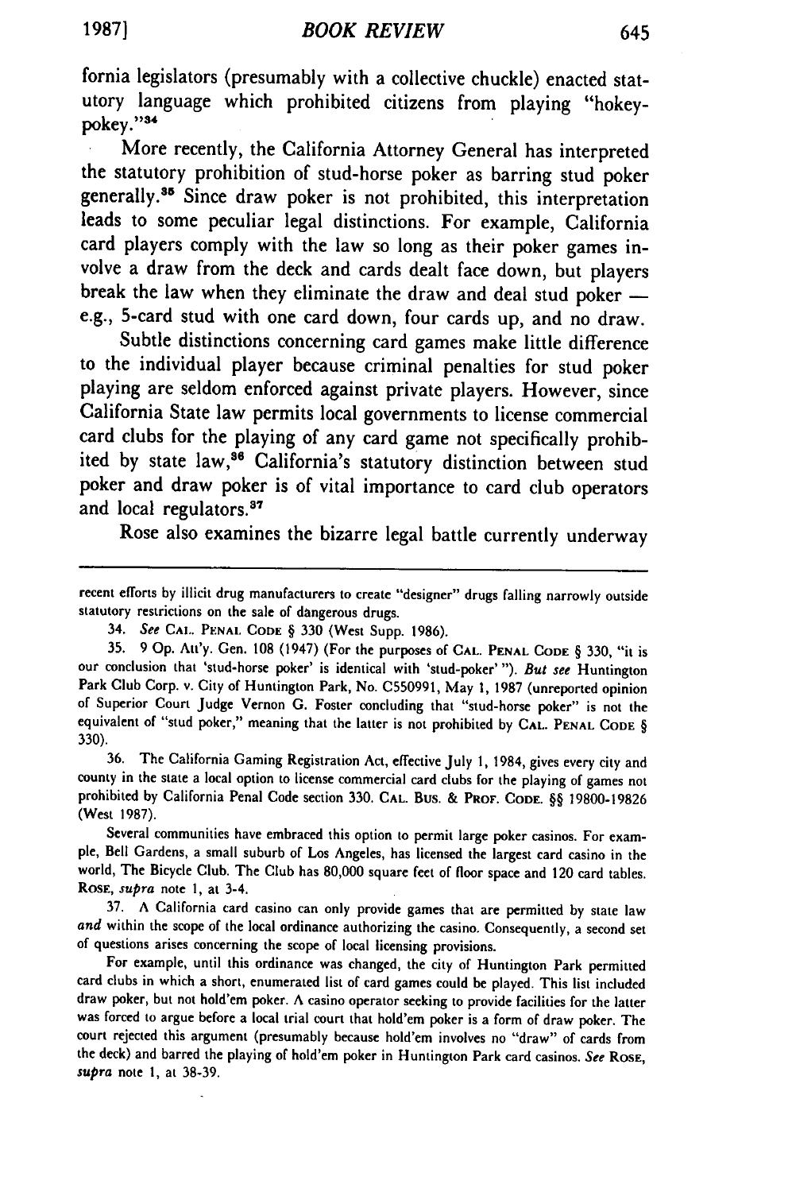fornia legislators (presumably with a collective chuckle) enacted statutory language which prohibited citizens from playing "hokey-pokey."[34]

More recently, the California Attorney General has interpreted the statutory prohibition of stud-horse poker as barring stud poker generally.[35] Since draw poker is not prohibited, this interpretation leads to some peculiar legal distinctions. For example, California card players comply with the law so long as their poker games involve a draw from the deck and cards dealt face down, but players break the law when they eliminate the draw and deal stud poker — e.g., 5-card stud with one card down, four cards up, and no draw.

Subtle distinctions concerning card games make little difference to the individual player because criminal penalties for stud poker playing are seldom enforced against private players. However, since California State law permits local governments to license commercial card clubs for the playing of any card game not specifically prohibited by state law,[36] California's statutory distinction between stud poker and draw poker is of vital importance to card club operators and local regulators.[37]

Rose also examines the bizarre legal battle currently underway

---

recent efforts by illicit drug manufacturers to create "designer" drugs falling narrowly outside statutory restrictions on the sale of dangerous drugs.

34. *See* CAL. PENAL CODE § 330 (West Supp. 1986).

35. 9 Op. Att'y. Gen. 108 (1947) (For the purposes of CAL. PENAL CODE § 330, "it is our conclusion that 'stud-horse poker' is identical with 'stud-poker' "). *But see* Huntington Park Club Corp. v. City of Huntington Park, No. C550991, May 1, 1987 (unreported opinion of Superior Court Judge Vernon G. Foster concluding that "stud-horse poker" is not the equivalent of "stud poker," meaning that the latter is not prohibited by CAL. PENAL CODE § 330).

36. The California Gaming Registration Act, effective July 1, 1984, gives every city and county in the state a local option to license commercial card clubs for the playing of games not prohibited by California Penal Code section 330. CAL. BUS. & PROF. CODE. §§ 19800-19826 (West 1987).

Several communities have embraced this option to permit large poker casinos. For example, Bell Gardens, a small suburb of Los Angeles, has licensed the largest card casino in the world, The Bicycle Club. The Club has 80,000 square feet of floor space and 120 card tables. ROSE, *supra* note 1, at 3-4.

37. A California card casino can only provide games that are permitted by state law *and* within the scope of the local ordinance authorizing the casino. Consequently, a second set of questions arises concerning the scope of local licensing provisions.

For example, until this ordinance was changed, the city of Huntington Park permitted card clubs in which a short, enumerated list of card games could be played. This list included draw poker, but not hold'em poker. A casino operator seeking to provide facilities for the latter was forced to argue before a local trial court that hold'em poker is a form of draw poker. The court rejected this argument (presumably because hold'em involves no "draw" of cards from the deck) and barred the playing of hold'em poker in Huntington Park card casinos. *See* ROSE, *supra* note 1, at 38-39.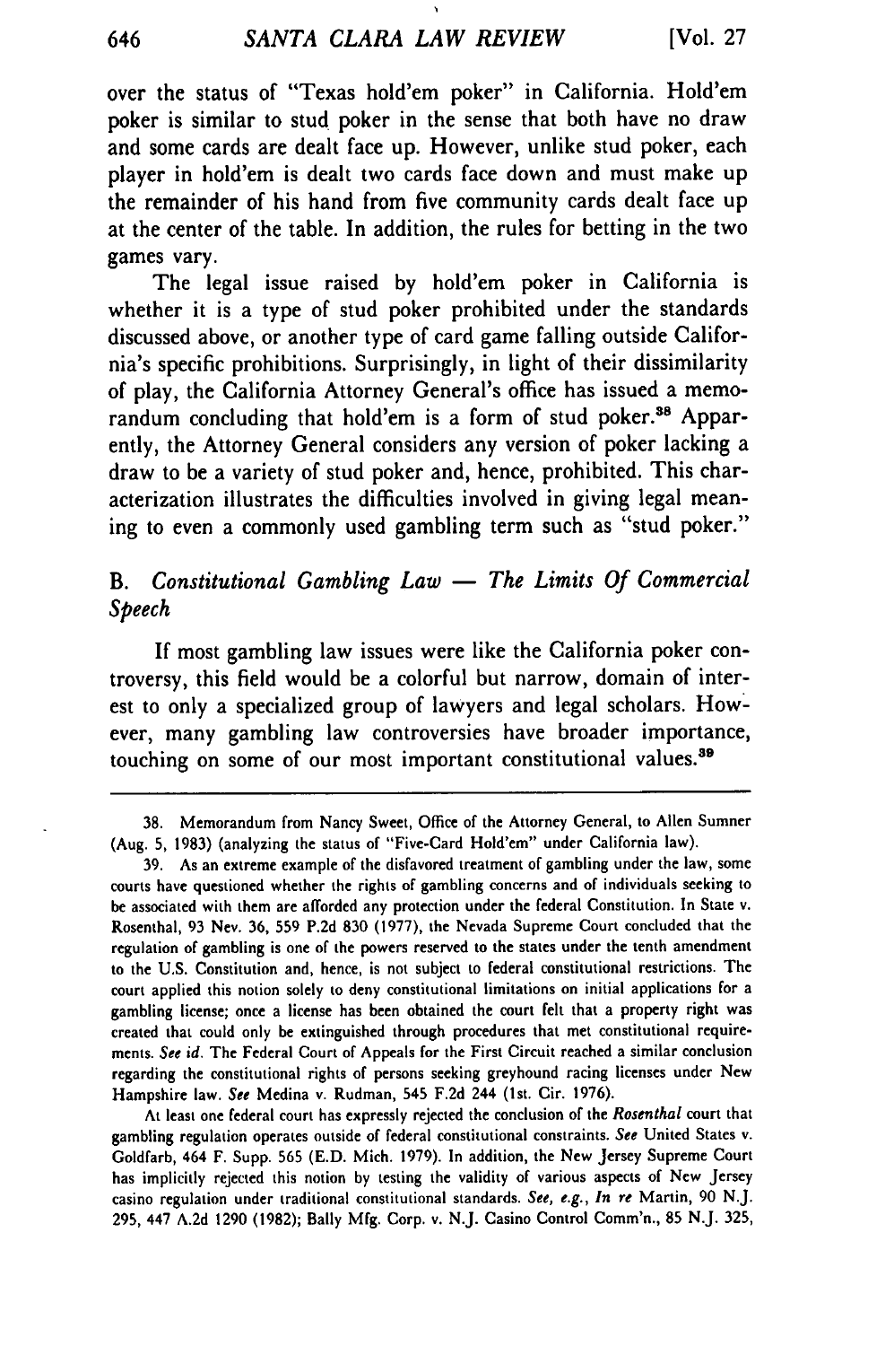over the status of "Texas hold'em poker" in California. Hold'em poker is similar to stud poker in the sense that both have no draw and some cards are dealt face up. However, unlike stud poker, each player in hold'em is dealt two cards face down and must make up the remainder of his hand from five community cards dealt face up at the center of the table. In addition, the rules for betting in the two games vary.

The legal issue raised by hold'em poker in California is whether it is a type of stud poker prohibited under the standards discussed above, or another type of card game falling outside California's specific prohibitions. Surprisingly, in light of their dissimilarity of play, the California Attorney General's office has issued a memorandum concluding that hold'em is a form of stud poker.[38] Apparently, the Attorney General considers any version of poker lacking a draw to be a variety of stud poker and, hence, prohibited. This characterization illustrates the difficulties involved in giving legal meaning to even a commonly used gambling term such as "stud poker."

### B. *Constitutional Gambling Law — The Limits Of Commercial Speech*

If most gambling law issues were like the California poker controversy, this field would be a colorful but narrow, domain of interest to only a specialized group of lawyers and legal scholars. However, many gambling law controversies have broader importance, touching on some of our most important constitutional values.[39]

---

38. Memorandum from Nancy Sweet, Office of the Attorney General, to Allen Sumner (Aug. 5, 1983) (analyzing the status of "Five-Card Hold'em" under California law).

39. As an extreme example of the disfavored treatment of gambling under the law, some courts have questioned whether the rights of gambling concerns and of individuals seeking to be associated with them are afforded any protection under the federal Constitution. In State v. Rosenthal, 93 Nev. 36, 559 P.2d 830 (1977), the Nevada Supreme Court concluded that the regulation of gambling is one of the powers reserved to the states under the tenth amendment to the U.S. Constitution and, hence, is not subject to federal constitutional restrictions. The court applied this notion solely to deny constitutional limitations on initial applications for a gambling license; once a license has been obtained the court felt that a property right was created that could only be extinguished through procedures that met constitutional requirements. *See id.* The Federal Court of Appeals for the First Circuit reached a similar conclusion regarding the constitutional rights of persons seeking greyhound racing licenses under New Hampshire law. *See* Medina v. Rudman, 545 F.2d 244 (1st. Cir. 1976).

At least one federal court has expressly rejected the conclusion of the *Rosenthal* court that gambling regulation operates outside of federal constitutional constraints. *See* United States v. Goldfarb, 464 F. Supp. 565 (E.D. Mich. 1979). In addition, the New Jersey Supreme Court has implicitly rejected this notion by testing the validity of various aspects of New Jersey casino regulation under traditional constitutional standards. *See, e.g.*, *In re* Martin, 90 N.J. 295, 447 A.2d 1290 (1982); Bally Mfg. Corp. v. N.J. Casino Control Comm'n., 85 N.J. 325,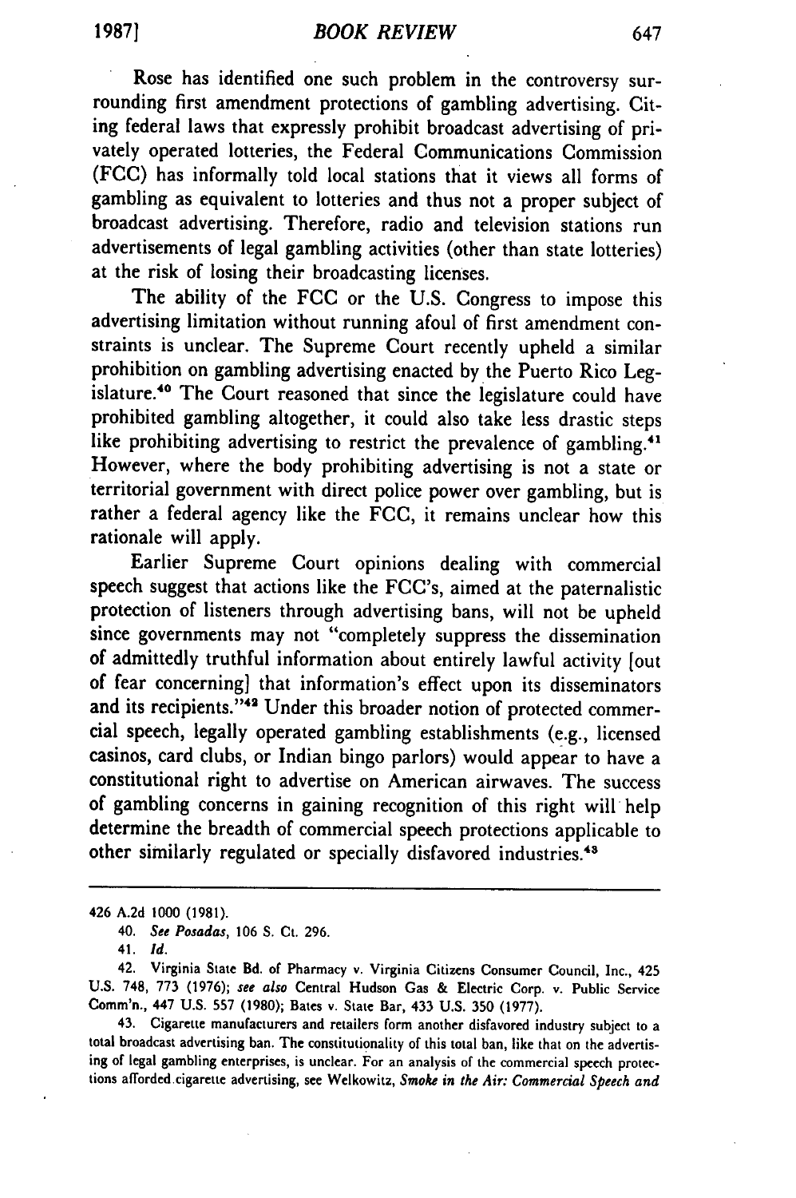Rose has identified one such problem in the controversy surrounding first amendment protections of gambling advertising. Citing federal laws that expressly prohibit broadcast advertising of privately operated lotteries, the Federal Communications Commission (FCC) has informally told local stations that it views all forms of gambling as equivalent to lotteries and thus not a proper subject of broadcast advertising. Therefore, radio and television stations run advertisements of legal gambling activities (other than state lotteries) at the risk of losing their broadcasting licenses.

The ability of the FCC or the U.S. Congress to impose this advertising limitation without running afoul of first amendment constraints is unclear. The Supreme Court recently upheld a similar prohibition on gambling advertising enacted by the Puerto Rico Legislature.[40] The Court reasoned that since the legislature could have prohibited gambling altogether, it could also take less drastic steps like prohibiting advertising to restrict the prevalence of gambling.[41] However, where the body prohibiting advertising is not a state or territorial government with direct police power over gambling, but is rather a federal agency like the FCC, it remains unclear how this rationale will apply.

Earlier Supreme Court opinions dealing with commercial speech suggest that actions like the FCC's, aimed at the paternalistic protection of listeners through advertising bans, will not be upheld since governments may not "completely suppress the dissemination of admittedly truthful information about entirely lawful activity [out of fear concerning] that information's effect upon its disseminators and its recipients."[42] Under this broader notion of protected commercial speech, legally operated gambling establishments (e.g., licensed casinos, card clubs, or Indian bingo parlors) would appear to have a constitutional right to advertise on American airwaves. The success of gambling concerns in gaining recognition of this right will help determine the breadth of commercial speech protections applicable to other similarly regulated or specially disfavored industries.[43]

---

426 A.2d 1000 (1981).

40. *See Posadas*, 106 S. Ct. 296.

41. *Id.*

42. Virginia State Bd. of Pharmacy v. Virginia Citizens Consumer Council, Inc., 425 U.S. 748, 773 (1976); *see also* Central Hudson Gas & Electric Corp. v. Public Service Comm'n., 447 U.S. 557 (1980); Bates v. State Bar, 433 U.S. 350 (1977).

43. Cigarette manufacturers and retailers form another disfavored industry subject to a total broadcast advertising ban. The constitutionality of this total ban, like that on the advertising of legal gambling enterprises, is unclear. For an analysis of the commercial speech protections afforded cigarette advertising, see Welkowitz, *Smoke in the Air: Commercial Speech and*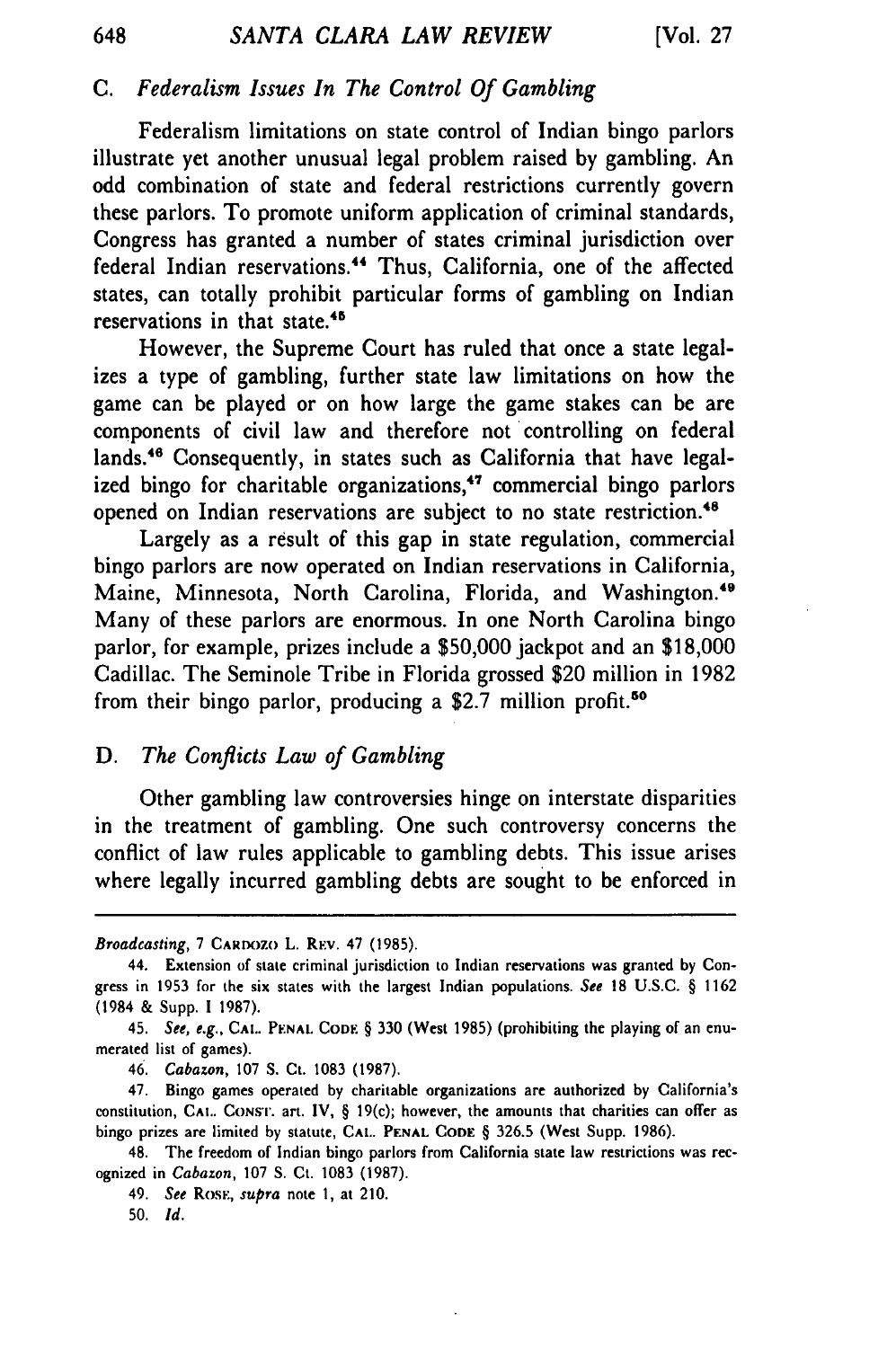### C. *Federalism Issues In The Control Of Gambling*

Federalism limitations on state control of Indian bingo parlors illustrate yet another unusual legal problem raised by gambling. An odd combination of state and federal restrictions currently govern these parlors. To promote uniform application of criminal standards, Congress has granted a number of states criminal jurisdiction over federal Indian reservations.[44] Thus, California, one of the affected states, can totally prohibit particular forms of gambling on Indian reservations in that state.[45]

However, the Supreme Court has ruled that once a state legalizes a type of gambling, further state law limitations on how the game can be played or on how large the game stakes can be are components of civil law and therefore not controlling on federal lands.[46] Consequently, in states such as California that have legalized bingo for charitable organizations,[47] commercial bingo parlors opened on Indian reservations are subject to no state restriction.[48]

Largely as a result of this gap in state regulation, commercial bingo parlors are now operated on Indian reservations in California, Maine, Minnesota, North Carolina, Florida, and Washington.[49] Many of these parlors are enormous. In one North Carolina bingo parlor, for example, prizes include a $50,000 jackpot and an $18,000 Cadillac. The Seminole Tribe in Florida grossed $20 million in 1982 from their bingo parlor, producing a $2.7 million profit.[50]

### D. *The Conflicts Law of Gambling*

Other gambling law controversies hinge on interstate disparities in the treatment of gambling. One such controversy concerns the conflict of law rules applicable to gambling debts. This issue arises where legally incurred gambling debts are sought to be enforced in

---

*Broadcasting*, 7 CARDOZO L. REV. 47 (1985).

44. Extension of state criminal jurisdiction to Indian reservations was granted by Congress in 1953 for the six states with the largest Indian populations. *See* 18 U.S.C. § 1162 (1984 & Supp. I 1987).

45. *See, e.g.*, CAL. PENAL CODE § 330 (West 1985) (prohibiting the playing of an enumerated list of games).

46. *Cabazon*, 107 S. Ct. 1083 (1987).

47. Bingo games operated by charitable organizations are authorized by California's constitution, CAL. CONST. art. IV, § 19(c); however, the amounts that charities can offer as bingo prizes are limited by statute, CAL. PENAL CODE § 326.5 (West Supp. 1986).

48. The freedom of Indian bingo parlors from California state law restrictions was recognized in *Cabazon*, 107 S. Ct. 1083 (1987).

49. *See* ROSE, *supra* note 1, at 210.

50. *Id.*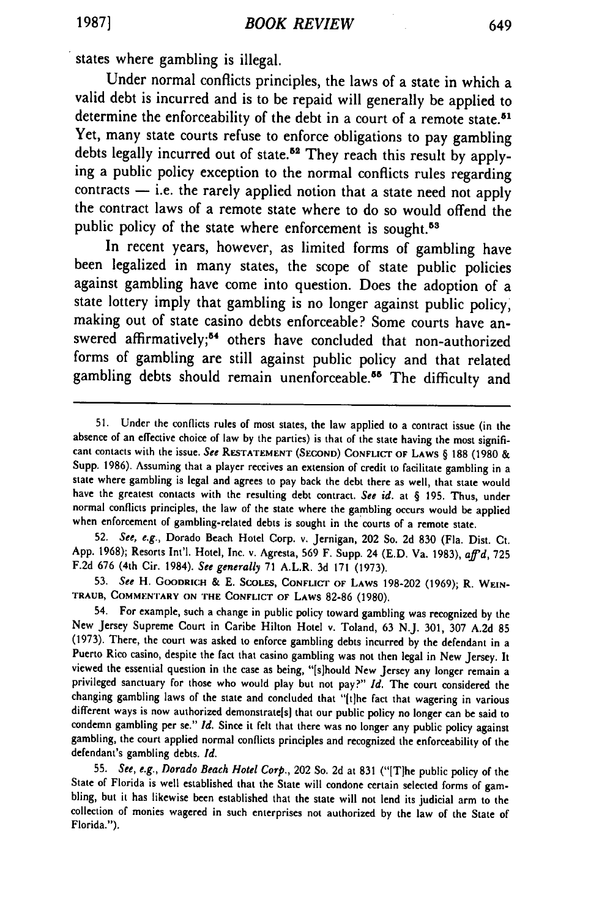states where gambling is illegal.

Under normal conflicts principles, the laws of a state in which a valid debt is incurred and is to be repaid will generally be applied to determine the enforceability of the debt in a court of a remote state.[51] Yet, many state courts refuse to enforce obligations to pay gambling debts legally incurred out of state.[52] They reach this result by applying a public policy exception to the normal conflicts rules regarding contracts — i.e. the rarely applied notion that a state need not apply the contract laws of a remote state where to do so would offend the public policy of the state where enforcement is sought.[53]

In recent years, however, as limited forms of gambling have been legalized in many states, the scope of state public policies against gambling have come into question. Does the adoption of a state lottery imply that gambling is no longer against public policy, making out of state casino debts enforceable? Some courts have answered affirmatively;[54] others have concluded that non-authorized forms of gambling are still against public policy and that related gambling debts should remain unenforceable.[55] The difficulty and

---

51. Under the conflicts rules of most states, the law applied to a contract issue (in the absence of an effective choice of law by the parties) is that of the state having the most significant contacts with the issue. *See* RESTATEMENT (SECOND) CONFLICT OF LAWS § 188 (1980 & Supp. 1986). Assuming that a player receives an extension of credit to facilitate gambling in a state where gambling is legal and agrees to pay back the debt there as well, that state would have the greatest contacts with the resulting debt contract. *See id.* at § 195. Thus, under normal conflicts principles, the law of the state where the gambling occurs would be applied when enforcement of gambling-related debts is sought in the courts of a remote state.

52. *See, e.g.*, Dorado Beach Hotel Corp. v. Jernigan, 202 So. 2d 830 (Fla. Dist. Ct. App. 1968); Resorts Int'l. Hotel, Inc. v. Agresta, 569 F. Supp. 24 (E.D. Va. 1983), *aff'd*, 725 F.2d 676 (4th Cir. 1984). *See generally* 71 A.L.R. 3d 171 (1973).

53. *See* H. GOODRICH & E. SCOLES, CONFLICT OF LAWS 198-202 (1969); R. WEINTRAUB, COMMENTARY ON THE CONFLICT OF LAWS 82-86 (1980).

54. For example, such a change in public policy toward gambling was recognized by the New Jersey Supreme Court in Caribe Hilton Hotel v. Toland, 63 N.J. 301, 307 A.2d 85 (1973). There, the court was asked to enforce gambling debts incurred by the defendant in a Puerto Rico casino, despite the fact that casino gambling was not then legal in New Jersey. It viewed the essential question in the case as being, "[s]hould New Jersey any longer remain a privileged sanctuary for those who would play but not pay?" *Id.* The court considered the changing gambling laws of the state and concluded that "[t]he fact that wagering in various different ways is now authorized demonstrate[s] that our public policy no longer can be said to condemn gambling per se." *Id.* Since it felt that there was no longer any public policy against gambling, the court applied normal conflicts principles and recognized the enforceability of the defendant's gambling debts. *Id.*

55. *See, e.g.*, *Dorado Beach Hotel Corp.*, 202 So. 2d at 831 ("[T]he public policy of the State of Florida is well established that the State will condone certain selected forms of gambling, but it has likewise been established that the state will not lend its judicial arm to the collection of monies wagered in such enterprises not authorized by the law of the State of Florida.").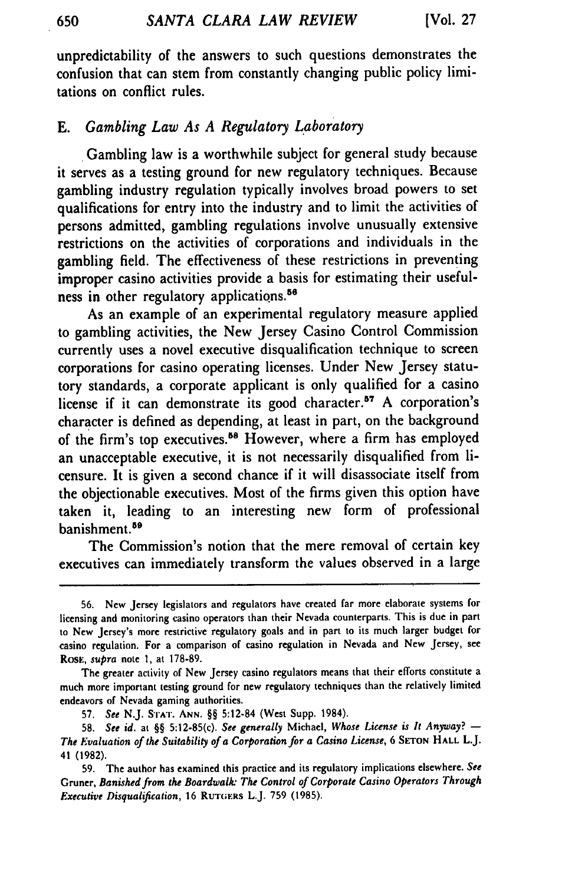unpredictability of the answers to such questions demonstrates the confusion that can stem from constantly changing public policy limitations on conflict rules.

### E. *Gambling Law As A Regulatory Laboratory*

Gambling law is a worthwhile subject for general study because it serves as a testing ground for new regulatory techniques. Because gambling industry regulation typically involves broad powers to set qualifications for entry into the industry and to limit the activities of persons admitted, gambling regulations involve unusually extensive restrictions on the activities of corporations and individuals in the gambling field. The effectiveness of these restrictions in preventing improper casino activities provide a basis for estimating their usefulness in other regulatory applications.[56]

As an example of an experimental regulatory measure applied to gambling activities, the New Jersey Casino Control Commission currently uses a novel executive disqualification technique to screen corporations for casino operating licenses. Under New Jersey statutory standards, a corporate applicant is only qualified for a casino license if it can demonstrate its good character.[57] A corporation's character is defined as depending, at least in part, on the background of the firm's top executives.[58] However, where a firm has employed an unacceptable executive, it is not necessarily disqualified from licensure. It is given a second chance if it will disassociate itself from the objectionable executives. Most of the firms given this option have taken it, leading to an interesting new form of professional banishment.[59]

The Commission's notion that the mere removal of certain key executives can immediately transform the values observed in a large

---

56. New Jersey legislators and regulators have created far more elaborate systems for licensing and monitoring casino operators than their Nevada counterparts. This is due in part to New Jersey's more restrictive regulatory goals and in part to its much larger budget for casino regulation. For a comparison of casino regulation in Nevada and New Jersey, see ROSE, *supra* note 1, at 178-89.

The greater activity of New Jersey casino regulators means that their efforts constitute a much more important testing ground for new regulatory techniques than the relatively limited endeavors of Nevada gaming authorities.

57. *See* N.J. STAT. ANN. §§ 5:12-84 (West Supp. 1984).

58. *See id.* at §§ 5:12-85(c). *See generally* Michael, *Whose License is It Anyway? — The Evaluation of the Suitability of a Corporation for a Casino License*, 6 SETON HALL L.J. 41 (1982).

59. The author has examined this practice and its regulatory implications elsewhere. *See* Gruner, *Banished from the Boardwalk: The Control of Corporate Casino Operators Through Executive Disqualification*, 16 RUTGERS L.J. 759 (1985).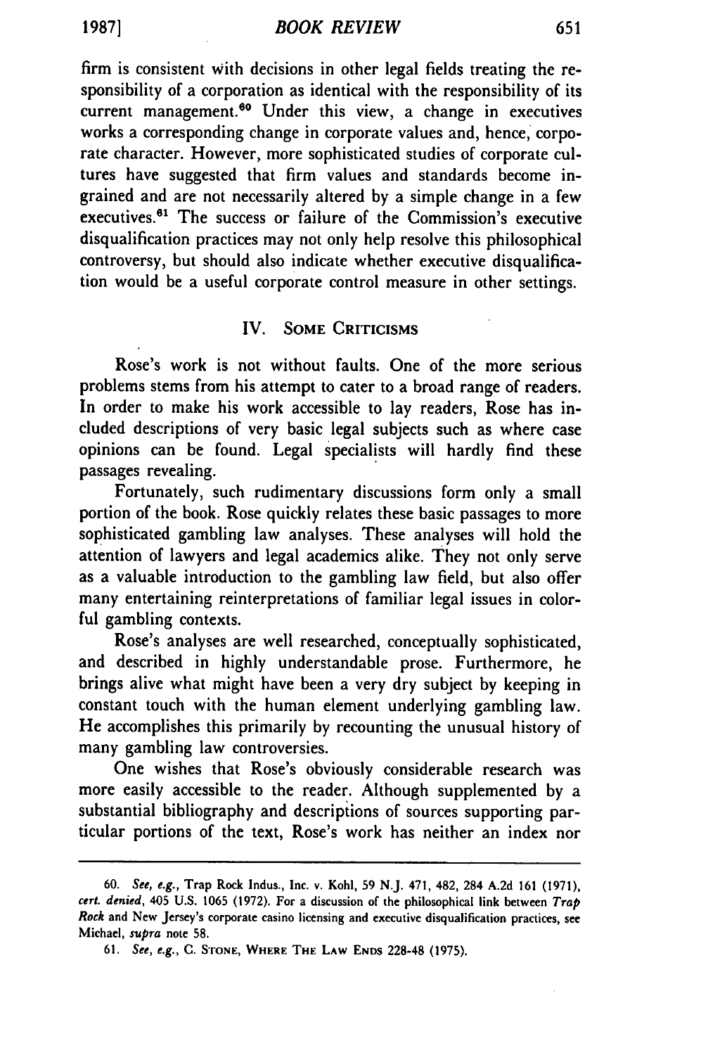firm is consistent with decisions in other legal fields treating the responsibility of a corporation as identical with the responsibility of its current management.[60] Under this view, a change in executives works a corresponding change in corporate values and, hence, corporate character. However, more sophisticated studies of corporate cultures have suggested that firm values and standards become ingrained and are not necessarily altered by a simple change in a few executives.[61] The success or failure of the Commission's executive disqualification practices may not only help resolve this philosophical controversy, but should also indicate whether executive disqualification would be a useful corporate control measure in other settings.

## IV. Some Criticisms

Rose's work is not without faults. One of the more serious problems stems from his attempt to cater to a broad range of readers. In order to make his work accessible to lay readers, Rose has included descriptions of very basic legal subjects such as where case opinions can be found. Legal specialists will hardly find these passages revealing.

Fortunately, such rudimentary discussions form only a small portion of the book. Rose quickly relates these basic passages to more sophisticated gambling law analyses. These analyses will hold the attention of lawyers and legal academics alike. They not only serve as a valuable introduction to the gambling law field, but also offer many entertaining reinterpretations of familiar legal issues in colorful gambling contexts.

Rose's analyses are well researched, conceptually sophisticated, and described in highly understandable prose. Furthermore, he brings alive what might have been a very dry subject by keeping in constant touch with the human element underlying gambling law. He accomplishes this primarily by recounting the unusual history of many gambling law controversies.

One wishes that Rose's obviously considerable research was more easily accessible to the reader. Although supplemented by a substantial bibliography and descriptions of sources supporting particular portions of the text, Rose's work has neither an index nor

---

60. *See, e.g.*, Trap Rock Indus., Inc. v. Kohl, 59 N.J. 471, 482, 284 A.2d 161 (1971), *cert. denied*, 405 U.S. 1065 (1972). For a discussion of the philosophical link between *Trap Rock* and New Jersey's corporate casino licensing and executive disqualification practices, see Michael, *supra* note 58.

61. *See, e.g.*, C. Stone, Where The Law Ends 228-48 (1975).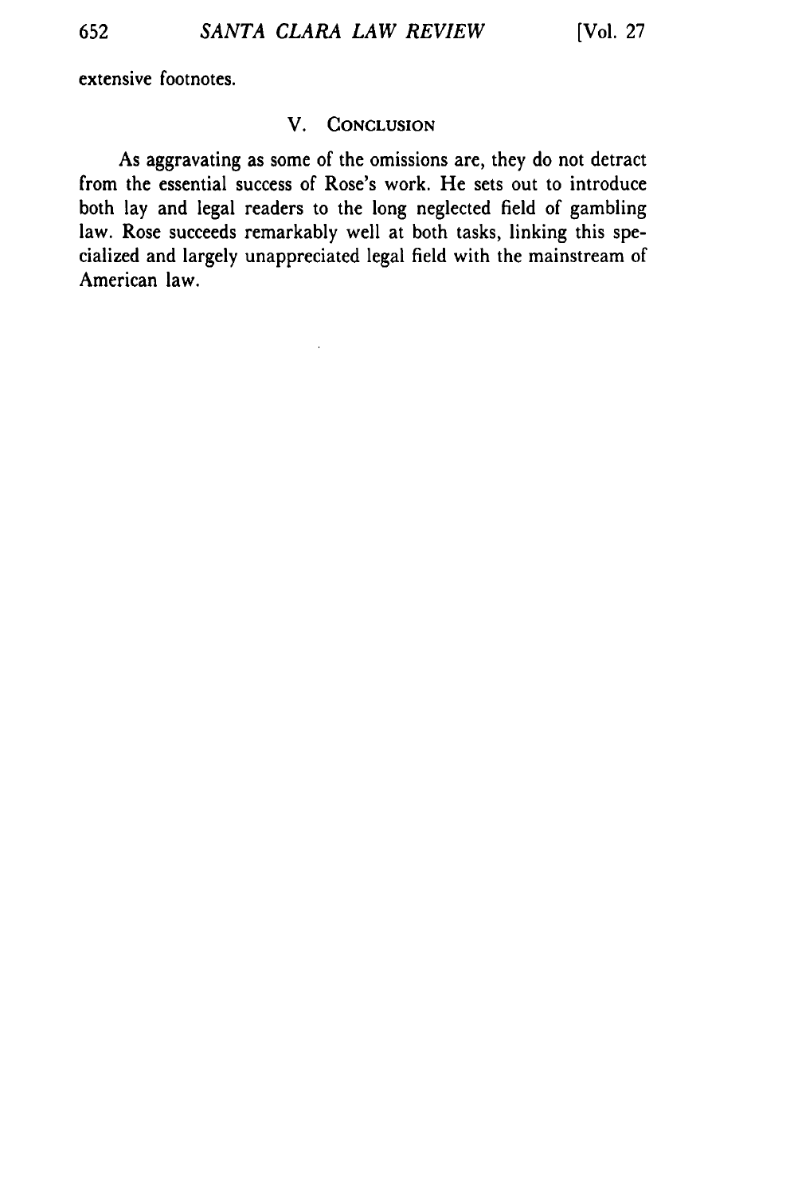extensive footnotes.

## V. Conclusion

As aggravating as some of the omissions are, they do not detract from the essential success of Rose's work. He sets out to introduce both lay and legal readers to the long neglected field of gambling law. Rose succeeds remarkably well at both tasks, linking this specialized and largely unappreciated legal field with the mainstream of American law.